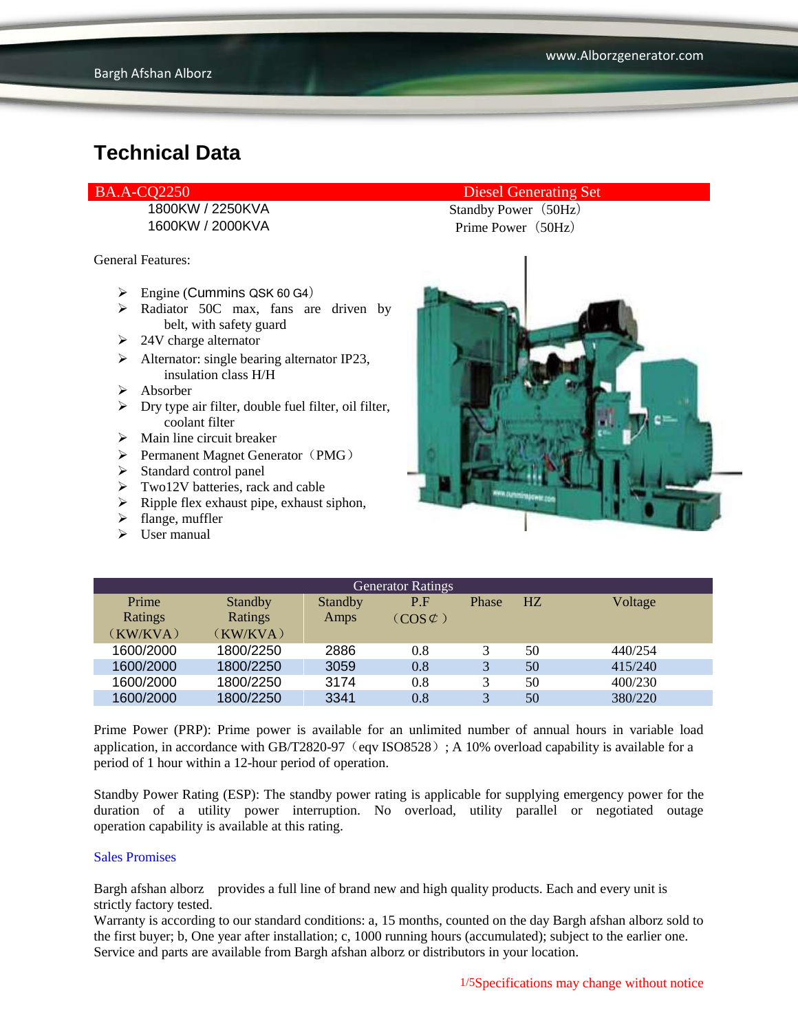# Technical Data

| BA.A-CQ2250 | Diesel Generating Set |
|---|---|
| 1800KW / 2250KVA | Standby Power（50Hz） |
| 1600KW / 2000KVA | Prime Power（50Hz） |

General Features:

- Engine (Cummins QSK 60 G4）
- Radiator 50C max, fans are driven by belt, with safety guard
- 24V charge alternator
- Alternator: single bearing alternator IP23, insulation class H/H
- Absorber
- Dry type air filter, double fuel filter, oil filter, coolant filter
- Main line circuit breaker
- Permanent Magnet Generator（PMG）
- Standard control panel
- Two12V batteries, rack and cable
- Ripple flex exhaust pipe, exhaust siphon,
- flange, muffler
- User manual

**Generator Ratings**

| Prime Ratings（KW/KVA） | Standby Ratings（KW/KVA） | Standby Amps | P.F（COS¢） | Phase | HZ | Voltage |
|---|---|---|---|---|---|---|
| 1600/2000 | 1800/2250 | 2886 | 0.8 | 3 | 50 | 440/254 |
| 1600/2000 | 1800/2250 | 3059 | 0.8 | 3 | 50 | 415/240 |
| 1600/2000 | 1800/2250 | 3174 | 0.8 | 3 | 50 | 400/230 |
| 1600/2000 | 1800/2250 | 3341 | 0.8 | 3 | 50 | 380/220 |

Prime Power (PRP): Prime power is available for an unlimited number of annual hours in variable load application, in accordance with GB/T2820-97（eqv ISO8528）; A 10% overload capability is available for a period of 1 hour within a 12-hour period of operation.

Standby Power Rating (ESP): The standby power rating is applicable for supplying emergency power for the duration of a utility power interruption. No overload, utility parallel or negotiated outage operation capability is available at this rating.

Sales Promises

Bargh afshan alborz provides a full line of brand new and high quality products. Each and every unit is strictly factory tested.
Warranty is according to our standard conditions: a, 15 months, counted on the day Bargh afshan alborz sold to the first buyer; b, One year after installation; c, 1000 running hours (accumulated); subject to the earlier one.
Service and parts are available from Bargh afshan alborz or distributors in your location.

Specifications may change without notice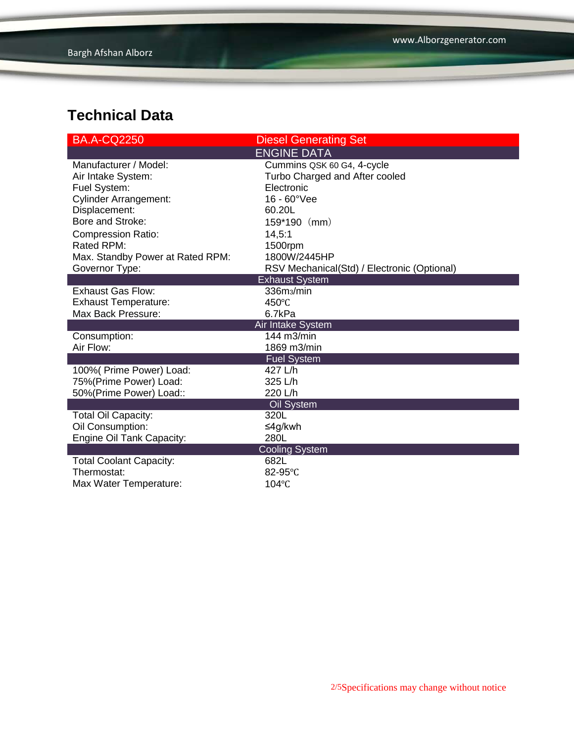## Technical Data

| BA.A-CQ2250 | Diesel Generating Set |
| --- | --- |
| | ENGINE DATA |
| Manufacturer / Model: | Cummins QSK 60 G4, 4-cycle |
| Air Intake System: | Turbo Charged and After cooled |
| Fuel System: | Electronic |
| Cylinder Arrangement: | 16 - 60°Vee |
| Displacement: | 60.20L |
| Bore and Stroke: | 159*190（mm） |
| Compression Ratio: | 14,5:1 |
| Rated RPM: | 1500rpm |
| Max. Standby Power at Rated RPM: | 1800W/2445HP |
| Governor Type: | RSV Mechanical(Std) / Electronic (Optional) |
| | Exhaust System |
| Exhaust Gas Flow: | 336m3/min |
| Exhaust Temperature: | 450℃ |
| Max Back Pressure: | 6.7kPa |
| | Air Intake System |
| Consumption: | 144 m3/min |
| Air Flow: | 1869 m3/min |
| | Fuel System |
| 100%( Prime Power) Load: | 427 L/h |
| 75%(Prime Power) Load: | 325 L/h |
| 50%(Prime Power) Load:: | 220 L/h |
| | Oil System |
| Total Oil Capacity: | 320L |
| Oil Consumption: | ≤4g/kwh |
| Engine Oil Tank Capacity: | 280L |
| | Cooling System |
| Total Coolant Capacity: | 682L |
| Thermostat: | 82-95℃ |
| Max Water Temperature: | 104℃ |

Specifications may change without notice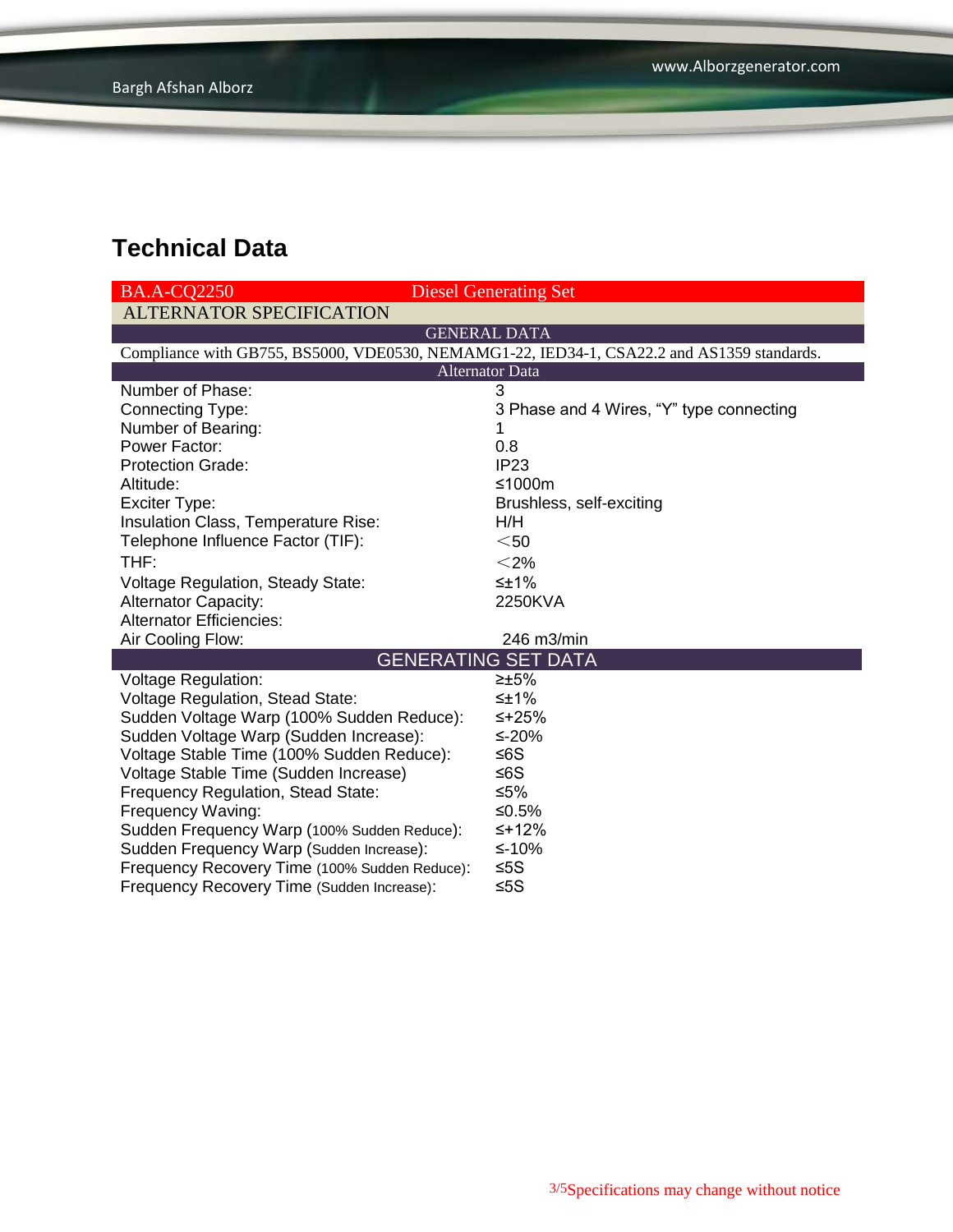## Technical Data

| BA.A-CQ2250 | Diesel Generating Set |
|---|---|
| **ALTERNATOR SPECIFICATION** | |
| **GENERAL DATA** | |
| Compliance with GB755, BS5000, VDE0530, NEMAMG1-22, IED34-1, CSA22.2 and AS1359 standards. | |
| **Alternator Data** | |
| Number of Phase: | 3 |
| Connecting Type: | 3 Phase and 4 Wires, “Y” type connecting |
| Number of Bearing: | 1 |
| Power Factor: | 0.8 |
| Protection Grade: | IP23 |
| Altitude: | ≤1000m |
| Exciter Type: | Brushless, self-exciting |
| Insulation Class, Temperature Rise: | H/H |
| Telephone Influence Factor (TIF): | ＜50 |
| THF: | ＜2% |
| Voltage Regulation, Steady State: | ≤±1% |
| Alternator Capacity: | 2250KVA |
| Alternator Efficiencies: | |
| Air Cooling Flow: | 246 m3/min |
| **GENERATING SET DATA** | |
| Voltage Regulation: | ≥±5% |
| Voltage Regulation, Stead State: | ≤±1% |
| Sudden Voltage Warp (100% Sudden Reduce): | ≤+25% |
| Sudden Voltage Warp (Sudden Increase): | ≤-20% |
| Voltage Stable Time (100% Sudden Reduce): | ≤6S |
| Voltage Stable Time (Sudden Increase) | ≤6S |
| Frequency Regulation, Stead State: | ≤5% |
| Frequency Waving: | ≤0.5% |
| Sudden Frequency Warp (100% Sudden Reduce): | ≤+12% |
| Sudden Frequency Warp (Sudden Increase): | ≤-10% |
| Frequency Recovery Time (100% Sudden Reduce): | ≤5S |
| Frequency Recovery Time (Sudden Increase): | ≤5S |

Specifications may change without notice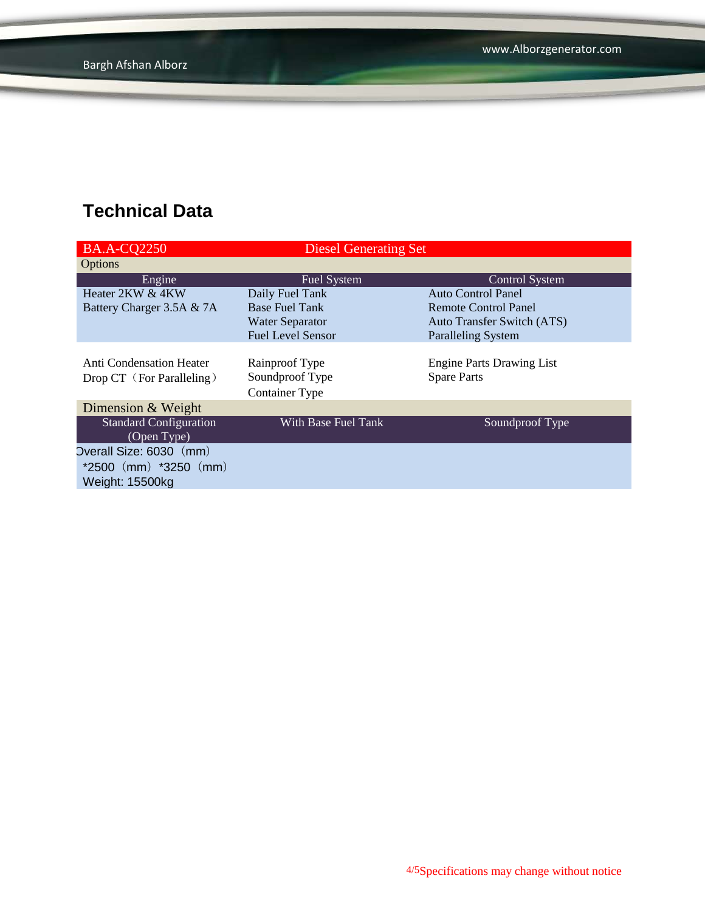## Technical Data

| BA.A-CQ2250 | Diesel Generating Set | |
|---|---|---|
| Options | | |
| Engine | Fuel System | Control System |
| Heater 2KW & 4KW<br>Battery Charger 3.5A & 7A | Daily Fuel Tank<br>Base Fuel Tank<br>Water Separator<br>Fuel Level Sensor | Auto Control Panel<br>Remote Control Panel<br>Auto Transfer Switch (ATS)<br>Paralleling System |
| Anti Condensation Heater<br>Drop CT（For Paralleling） | Rainproof Type<br>Soundproof Type<br>Container Type | Engine Parts Drawing List<br>Spare Parts |
| Dimension & Weight | | |
| Standard Configuration (Open Type) | With Base Fuel Tank | Soundproof Type |
| Overall Size: 6030（mm）*2500（mm）*3250（mm）<br>Weight: 15500kg | | |

Specifications may change without notice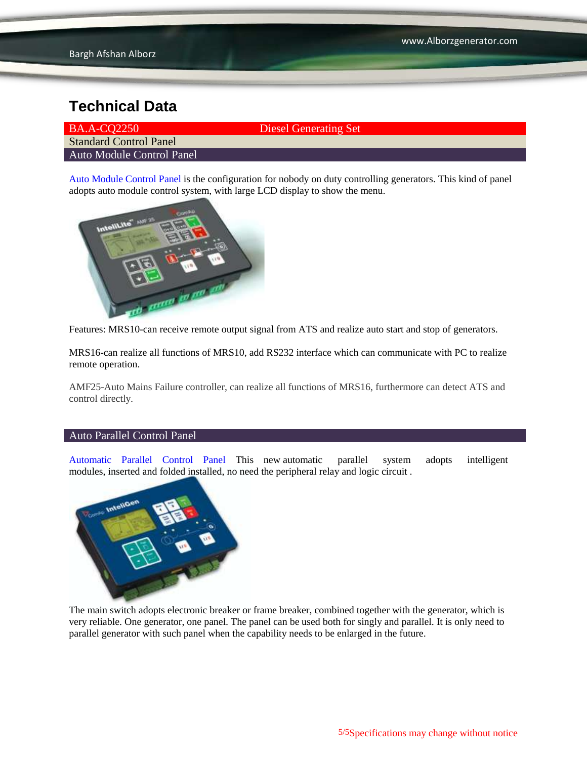# Technical Data

| | |
|---|---|
| BA.A-CQ2250 | Diesel Generating Set |
| Standard Control Panel | |
| Auto Module Control Panel | |

Auto Module Control Panel is the configuration for nobody on duty controlling generators. This kind of panel adopts auto module control system, with large LCD display to show the menu.

Features: MRS10-can receive remote output signal from ATS and realize auto start and stop of generators.

MRS16-can realize all functions of MRS10, add RS232 interface which can communicate with PC to realize remote operation.

AMF25-Auto Mains Failure controller, can realize all functions of MRS16, furthermore can detect ATS and control directly.

## Auto Parallel Control Panel

Automatic Parallel Control Panel This new automatic parallel system adopts intelligent modules, inserted and folded installed, no need the peripheral relay and logic circuit .

The main switch adopts electronic breaker or frame breaker, combined together with the generator, which is very reliable. One generator, one panel. The panel can be used both for singly and parallel. It is only need to parallel generator with such panel when the capability needs to be enlarged in the future.

Specifications may change without notice